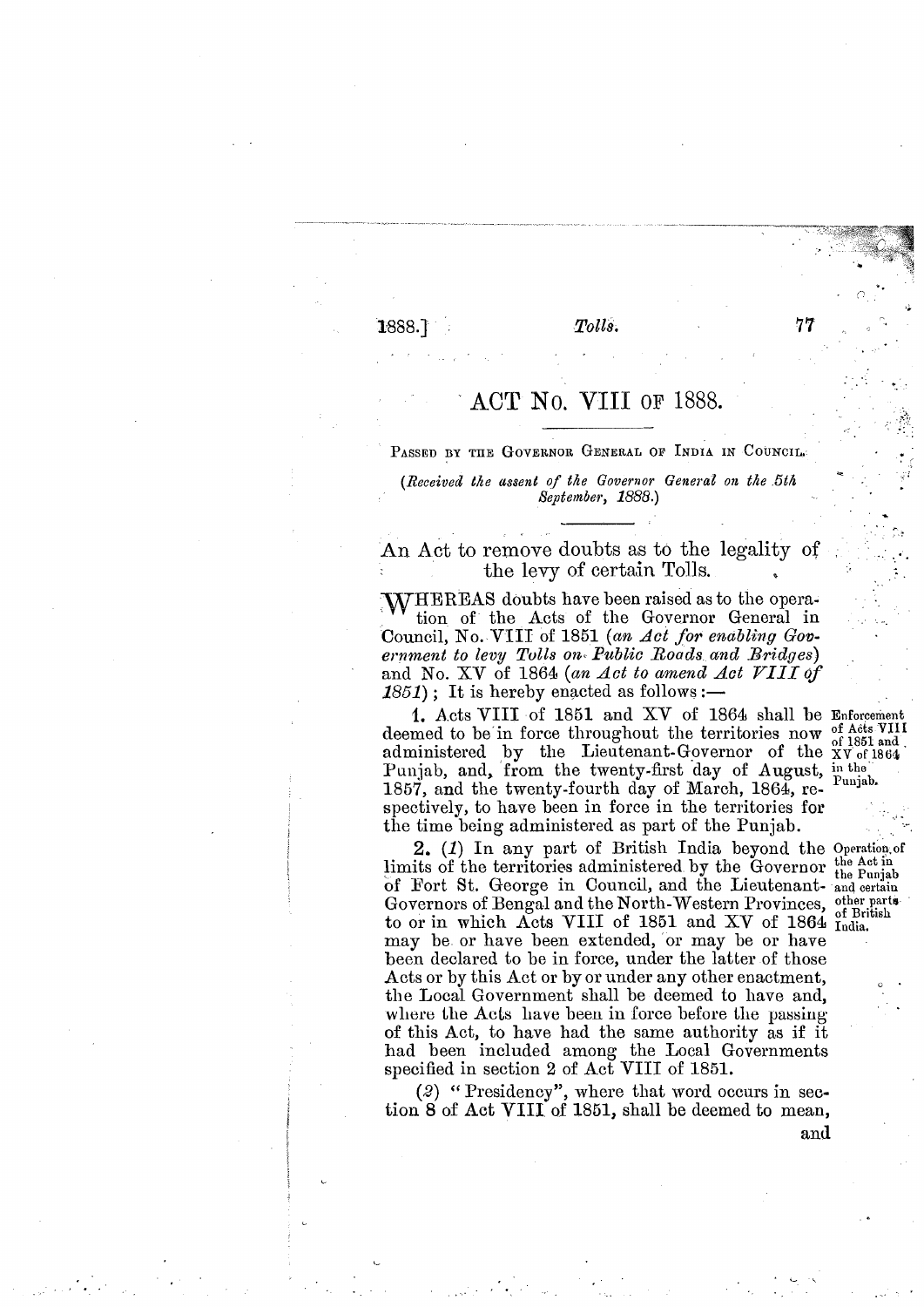# ACT No. VIII of 1888.

PASSED BY THE GOVERNOR GENERAL OF INDIA IN COUNCIL.

*(Received the assent of the Governor General on the 5th September, 1888.)*

## An Act to remove doubts as to the legality of the levy of certain Tolls.

WHEREAS doubts have been raised as to the operation of the Acts of the Governor General in Council, No. VIII of 1851 (*an Act for enabling Government to levy Tolls on Public Roads and Bridges*) and No. XV of 1864 (*an Act to amend Act VIII of 1851*); It is hereby enacted as follows:—

Enforcement of Acts VIII of 1851 and XV of 1864 in the Punjab.

**1.** Acts VIII of 1851 and XV of 1864 shall be deemed to be in force throughout the territories now administered by the Lieutenant-Governor of the Punjab, and, from the twenty-first day of August, 1857, and the twenty-fourth day of March, 1864, respectively, to have been in force in the territories for the time being administered as part of the Punjab.

Operation of the Act in the Punjab and certain other parts of British India.

**2.** (*1*) In any part of British India beyond the limits of the territories administered by the Governor of Fort St. George in Council, and the Lieutenant-Governors of Bengal and the North-Western Provinces, to or in which Acts VIII of 1851 and XV of 1864 may be or have been extended, or may be or have been declared to be in force, under the latter of those Acts or by this Act or by or under any other enactment, the Local Government shall be deemed to have and, where the Acts have been in force before the passing of this Act, to have had the same authority as if it had been included among the Local Governments specified in section 2 of Act VIII of 1851.

(*2*) "Presidency", where that word occurs in section 8 of Act VIII of 1851, shall be deemed to mean, and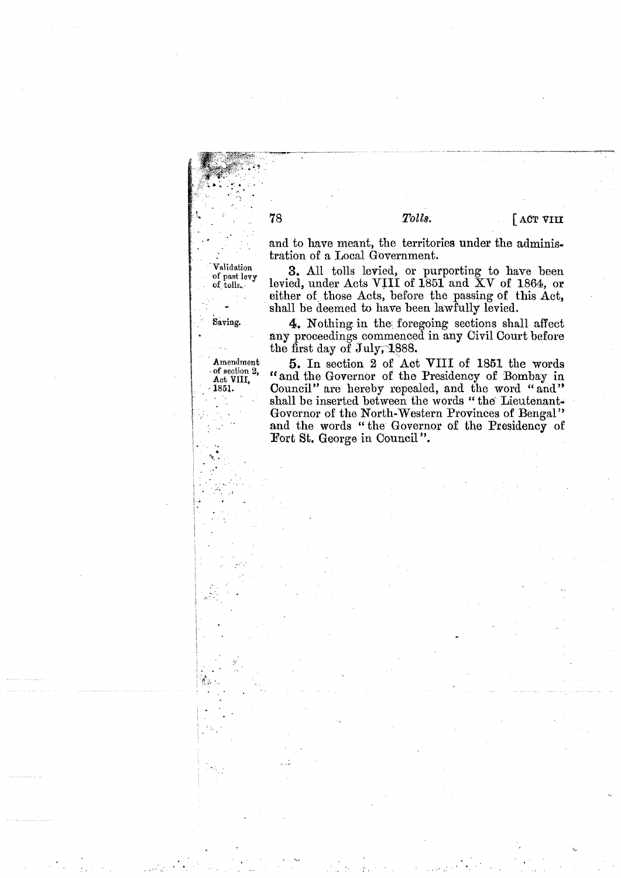and to have meant, the territories under the administration of a Local Government.

Validation of past levy of tolls.

**3.** All tolls levied, or purporting to have been levied, under Acts VIII of 1851 and XV of 1864, or either of those Acts, before the passing of this Act, shall be deemed to have been lawfully levied.

Saving.

**4.** Nothing in the foregoing sections shall affect any proceedings commenced in any Civil Court before the first day of July, 1888.

Amendment of section 2, Act VIII, 1851.

**5.** In section 2 of Act VIII of 1851 the words "and the Governor of the Presidency of Bombay in Council" are hereby repealed, and the word "and" shall be inserted between the words "the Lieutenant-Governor of the North-Western Provinces of Bengal" and the words "the Governor of the Presidency of Fort St. George in Council".